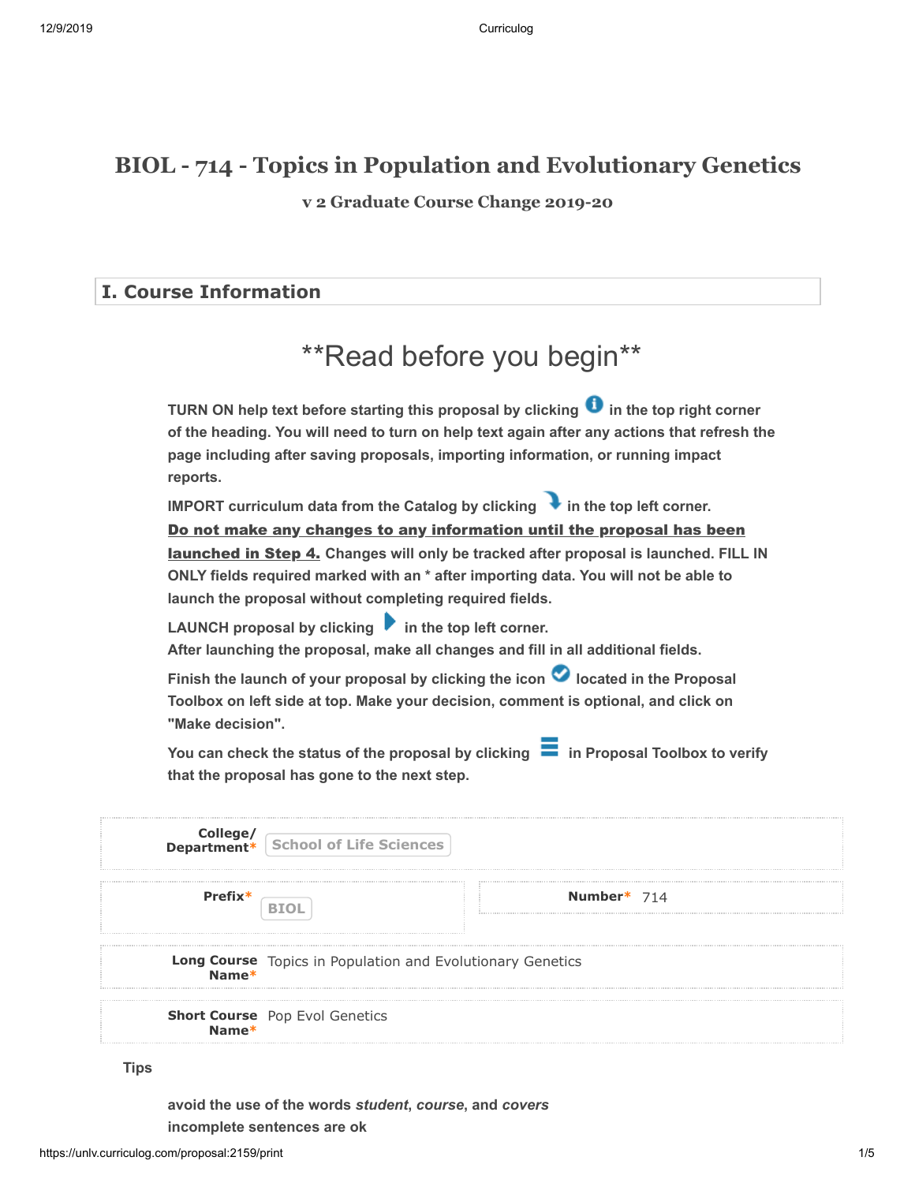# BIOL - 714 - Topics in Population and Evolutionary Genetics

### v 2 Graduate Course Change 2019-20

## I. Course Information

# **Read before you begin**

**TURN ON help text before starting this proposal by clicking in the top right corner of the heading. You will need to turn on help text again after any actions that refresh the page including after saving proposals, importing information, or running impact reports.**

**IMPORT curriculum data from the Catalog by clicking in the top left corner.** **<u>Do not make any changes to any information until the proposal has been launched in Step 4.</u>** **Changes will only be tracked after proposal is launched. FILL IN ONLY fields required marked with an * after importing data. You will not be able to launch the proposal without completing required fields.**

**LAUNCH proposal by clicking in the top left corner.**
**After launching the proposal, make all changes and fill in all additional fields.**

**Finish the launch of your proposal by clicking the icon located in the Proposal Toolbox on left side at top. Make your decision, comment is optional, and click on "Make decision".**

**You can check the status of the proposal by clicking in Proposal Toolbox to verify that the proposal has gone to the next step.**

**College/ Department*** School of Life Sciences

**Prefix*** BIOL

**Number*** 714

**Long Course Name*** Topics in Population and Evolutionary Genetics

**Short Course Name*** Pop Evol Genetics

**Tips**

**avoid the use of the words *student*, *course*, and *covers***
**incomplete sentences are ok**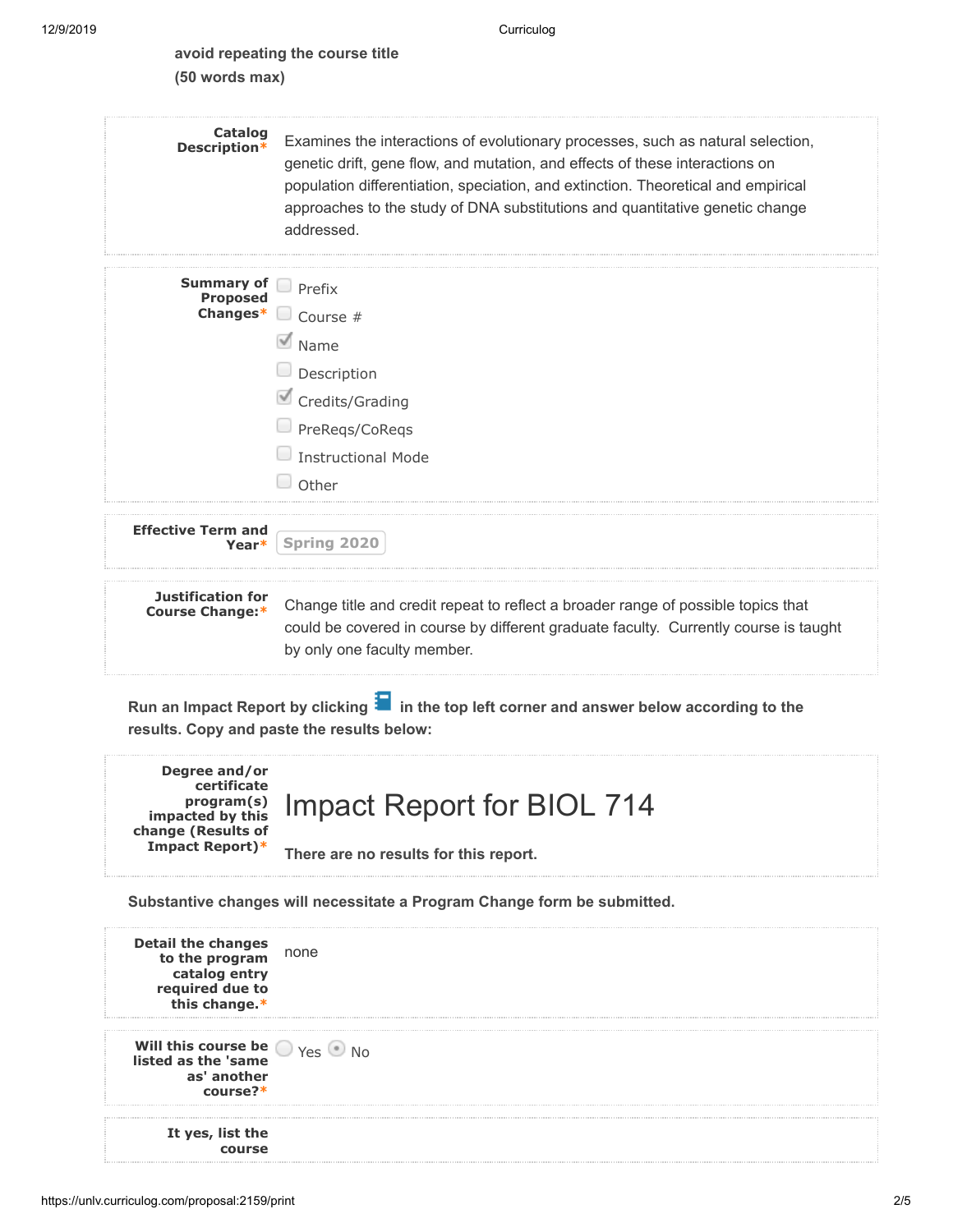**avoid repeating the course title (50 words max)**

**Catalog Description***

Examines the interactions of evolutionary processes, such as natural selection, genetic drift, gene flow, and mutation, and effects of these interactions on population differentiation, speciation, and extinction. Theoretical and empirical approaches to the study of DNA substitutions and quantitative genetic change addressed.

**Summary of Proposed Changes***

- [ ] Prefix
- [ ] Course #
- [x] Name
- [ ] Description
- [x] Credits/Grading
- [ ] PreReqs/CoReqs
- [ ] Instructional Mode
- [ ] Other

**Effective Term and Year***

Spring 2020

**Justification for Course Change:***

Change title and credit repeat to reflect a broader range of possible topics that could be covered in course by different graduate faculty. Currently course is taught by only one faculty member.

**Run an Impact Report by clicking in the top left corner and answer below according to the results. Copy and paste the results below:**

**Degree and/or certificate program(s) impacted by this change (Results of Impact Report)***

# Impact Report for BIOL 714

**There are no results for this report.**

**Substantive changes will necessitate a Program Change form be submitted.**

**Detail the changes to the program catalog entry required due to this change.***

none

**Will this course be listed as the 'same as' another course?***

( ) Yes (•) No

**It yes, list the course**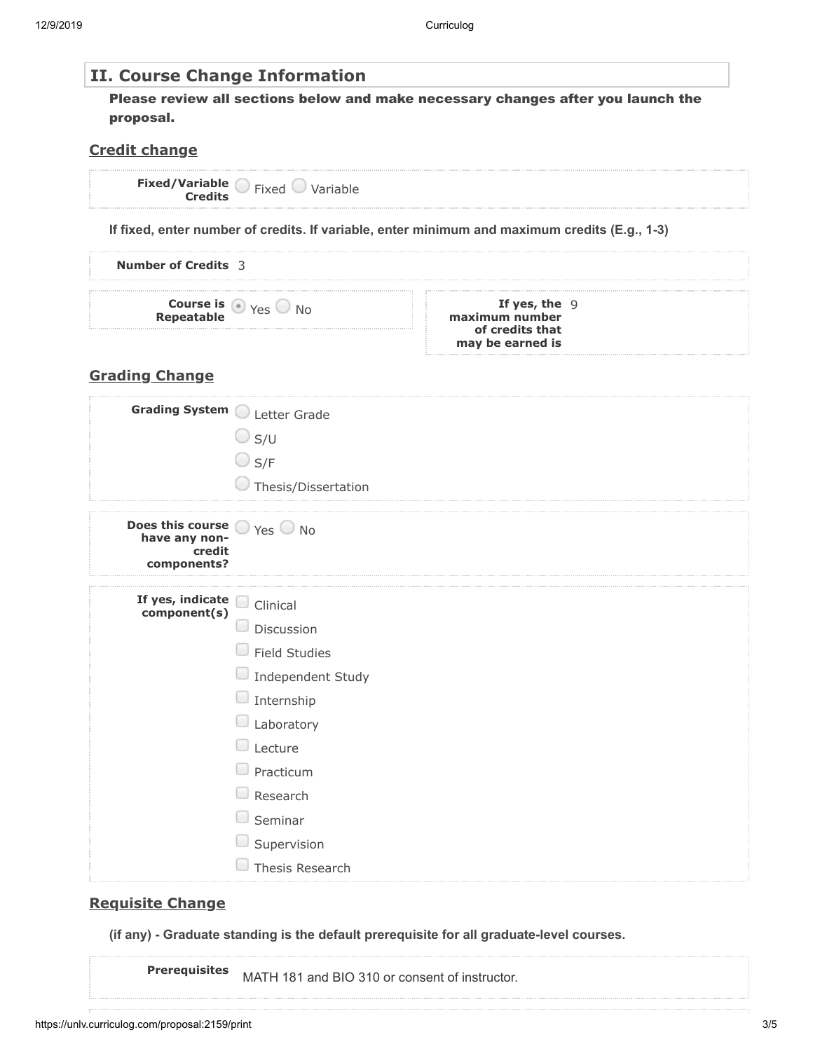## II. Course Change Information

**Please review all sections below and make necessary changes after you launch the proposal.**

### Credit change

**Fixed/Variable Credits** ○ Fixed ○ Variable

**If fixed, enter number of credits. If variable, enter minimum and maximum credits (E.g., 1-3)**

**Number of Credits** 3

**Course is Repeatable** ◉ Yes ○ No

**If yes, the maximum number of credits that may be earned is** 9

### Grading Change

**Grading System**
- ○ Letter Grade
- ○ S/U
- ○ S/F
- ○ Thesis/Dissertation

**Does this course have any non-credit components?** ○ Yes ○ No

**If yes, indicate component(s)**
- ☐ Clinical
- ☐ Discussion
- ☐ Field Studies
- ☐ Independent Study
- ☐ Internship
- ☐ Laboratory
- ☐ Lecture
- ☐ Practicum
- ☐ Research
- ☐ Seminar
- ☐ Supervision
- ☐ Thesis Research

### Requisite Change

**(if any) - Graduate standing is the default prerequisite for all graduate-level courses.**

**Prerequisites** MATH 181 and BIO 310 or consent of instructor.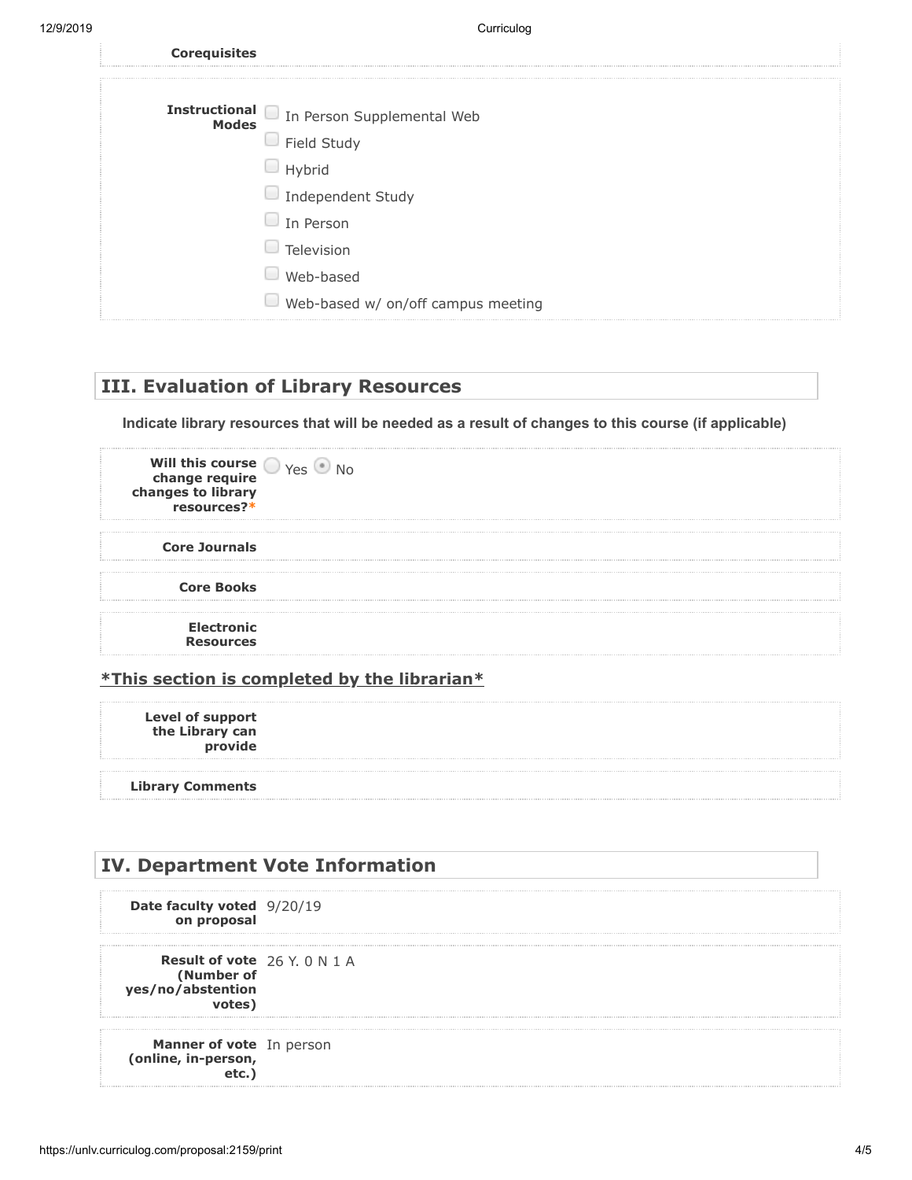**Corequisites**

**Instructional Modes**

- ☐ In Person Supplemental Web
- ☐ Field Study
- ☐ Hybrid
- ☐ Independent Study
- ☐ In Person
- ☐ Television
- ☐ Web-based
- ☐ Web-based w/ on/off campus meeting

## III. Evaluation of Library Resources

**Indicate library resources that will be needed as a result of changes to this course (if applicable)**

| | |
|---|---|
| **Will this course change require changes to library resources?*** | ○ Yes ◉ No |
| **Core Journals** | |
| **Core Books** | |
| **Electronic Resources** | |

***This section is completed by the librarian***

| | |
|---|---|
| **Level of support the Library can provide** | |
| **Library Comments** | |

## IV. Department Vote Information

| | |
|---|---|
| **Date faculty voted on proposal** | 9/20/19 |
| **Result of vote (Number of yes/no/abstention votes)** | 26 Y. 0 N 1 A |
| **Manner of vote (online, in-person, etc.)** | In person |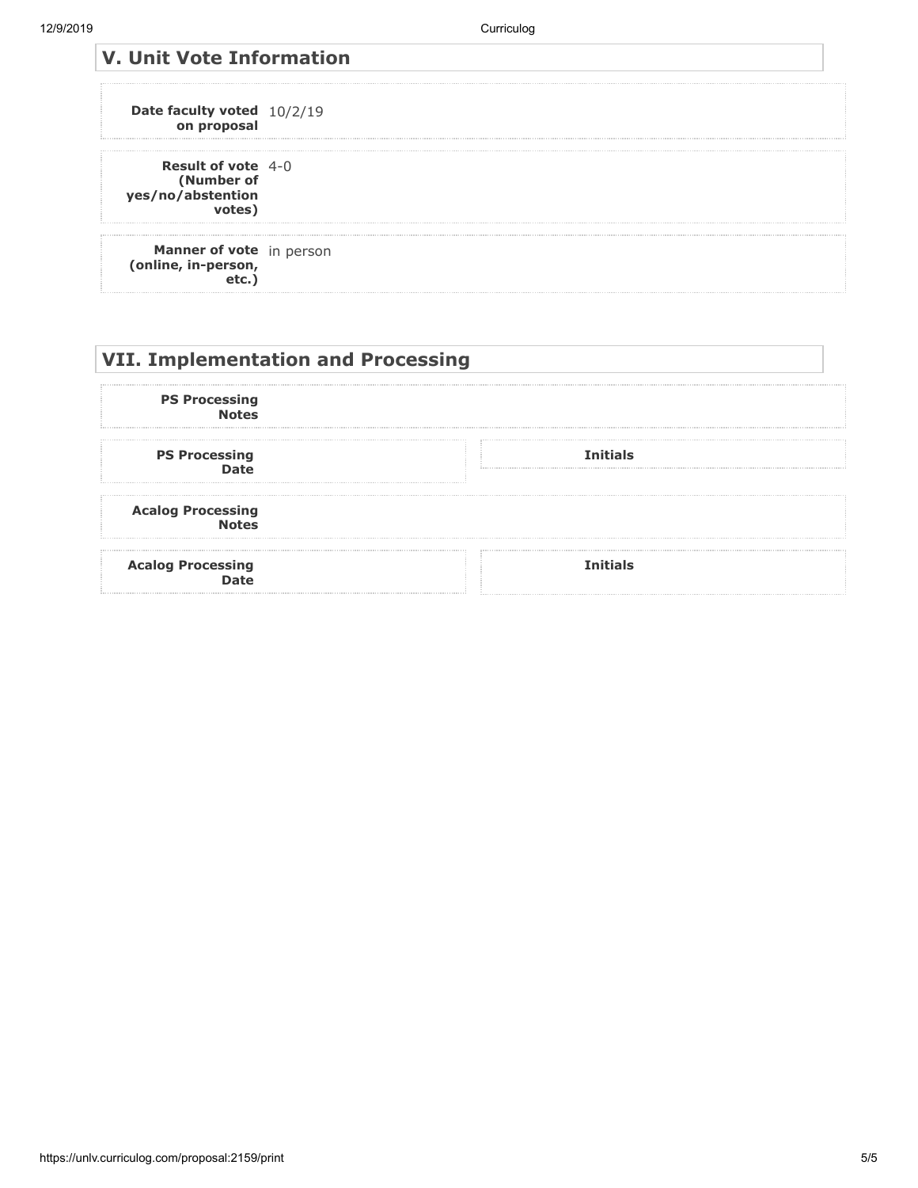## V. Unit Vote Information

| | |
|---|---|
| **Date faculty voted on proposal** | 10/2/19 |
| **Result of vote (Number of yes/no/abstention votes)** | 4-0 |
| **Manner of vote (online, in-person, etc.)** | in person |

## VII. Implementation and Processing

| | | | |
|---|---|---|---|
| **PS Processing Notes** | | | |
| **PS Processing Date** | | **Initials** | |
| **Acalog Processing Notes** | | | |
| **Acalog Processing Date** | | **Initials** | |